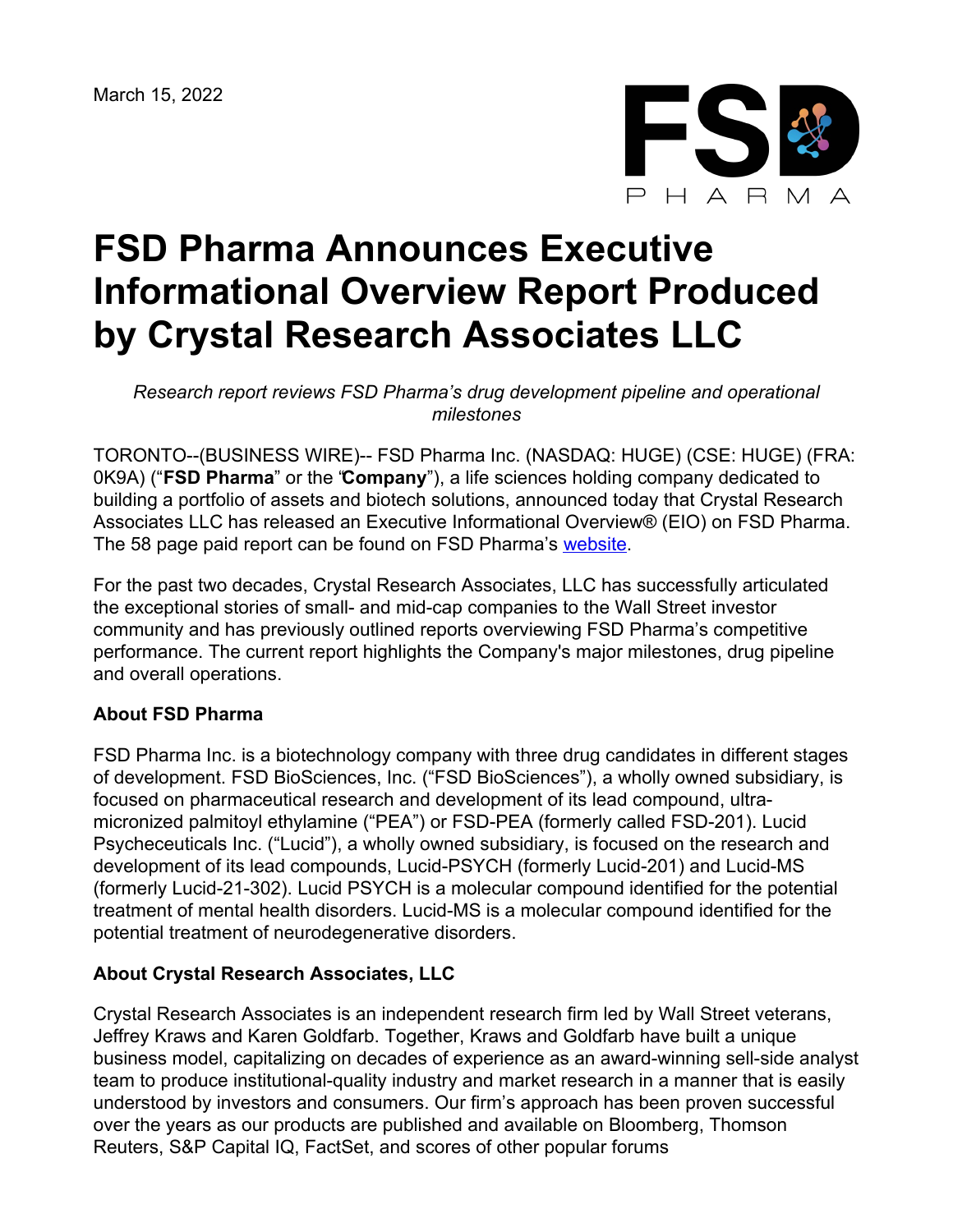March 15, 2022

# FSD Pharma Announces Executive Informational Overview Report Produced by Crystal Research Associates LLC

*Research report reviews FSD Pharma's drug development pipeline and operational milestones*

TORONTO--(BUSINESS WIRE)-- FSD Pharma Inc. (NASDAQ: HUGE) (CSE: HUGE) (FRA: 0K9A) ("**FSD Pharma**" or the "**Company**"), a life sciences holding company dedicated to building a portfolio of assets and biotech solutions, announced today that Crystal Research Associates LLC has released an Executive Informational Overview® (EIO) on FSD Pharma. The 58 page paid report can be found on FSD Pharma's website.

For the past two decades, Crystal Research Associates, LLC has successfully articulated the exceptional stories of small- and mid-cap companies to the Wall Street investor community and has previously outlined reports overviewing FSD Pharma's competitive performance. The current report highlights the Company's major milestones, drug pipeline and overall operations.

**About FSD Pharma**

FSD Pharma Inc. is a biotechnology company with three drug candidates in different stages of development. FSD BioSciences, Inc. ("FSD BioSciences"), a wholly owned subsidiary, is focused on pharmaceutical research and development of its lead compound, ultra-micronized palmitoyl ethylamine ("PEA") or FSD-PEA (formerly called FSD-201). Lucid Psycheceuticals Inc. ("Lucid"), a wholly owned subsidiary, is focused on the research and development of its lead compounds, Lucid-PSYCH (formerly Lucid-201) and Lucid-MS (formerly Lucid-21-302). Lucid PSYCH is a molecular compound identified for the potential treatment of mental health disorders. Lucid-MS is a molecular compound identified for the potential treatment of neurodegenerative disorders.

**About Crystal Research Associates, LLC**

Crystal Research Associates is an independent research firm led by Wall Street veterans, Jeffrey Kraws and Karen Goldfarb. Together, Kraws and Goldfarb have built a unique business model, capitalizing on decades of experience as an award-winning sell-side analyst team to produce institutional-quality industry and market research in a manner that is easily understood by investors and consumers. Our firm's approach has been proven successful over the years as our products are published and available on Bloomberg, Thomson Reuters, S&P Capital IQ, FactSet, and scores of other popular forums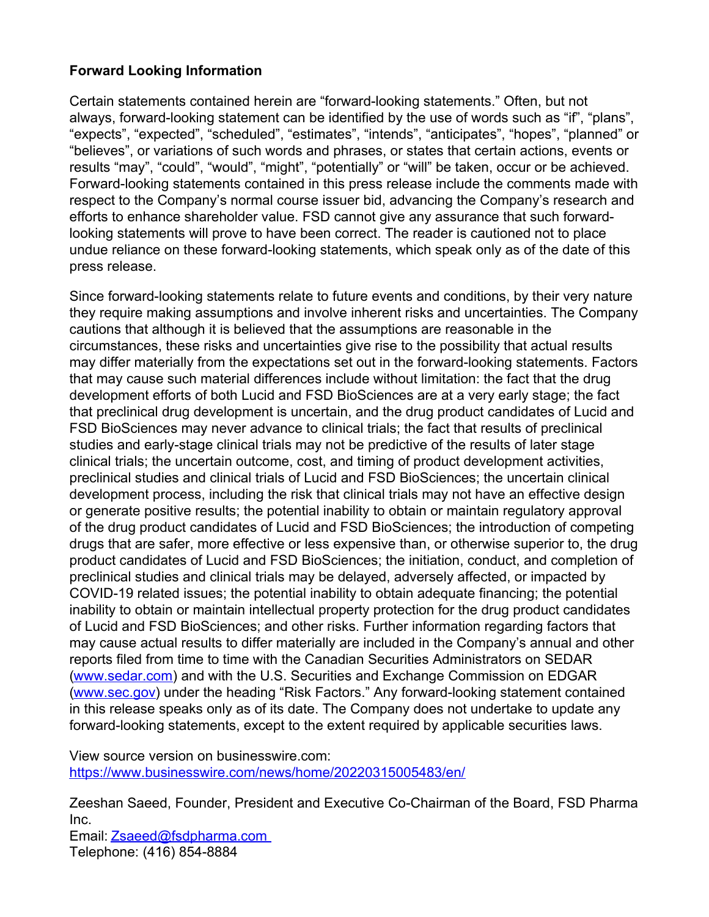**Forward Looking Information**

Certain statements contained herein are "forward-looking statements." Often, but not always, forward-looking statement can be identified by the use of words such as "if", "plans", "expects", "expected", "scheduled", "estimates", "intends", "anticipates", "hopes", "planned" or "believes", or variations of such words and phrases, or states that certain actions, events or results "may", "could", "would", "might", "potentially" or "will" be taken, occur or be achieved. Forward-looking statements contained in this press release include the comments made with respect to the Company's normal course issuer bid, advancing the Company's research and efforts to enhance shareholder value. FSD cannot give any assurance that such forward-looking statements will prove to have been correct. The reader is cautioned not to place undue reliance on these forward-looking statements, which speak only as of the date of this press release.

Since forward-looking statements relate to future events and conditions, by their very nature they require making assumptions and involve inherent risks and uncertainties. The Company cautions that although it is believed that the assumptions are reasonable in the circumstances, these risks and uncertainties give rise to the possibility that actual results may differ materially from the expectations set out in the forward-looking statements. Factors that may cause such material differences include without limitation: the fact that the drug development efforts of both Lucid and FSD BioSciences are at a very early stage; the fact that preclinical drug development is uncertain, and the drug product candidates of Lucid and FSD BioSciences may never advance to clinical trials; the fact that results of preclinical studies and early-stage clinical trials may not be predictive of the results of later stage clinical trials; the uncertain outcome, cost, and timing of product development activities, preclinical studies and clinical trials of Lucid and FSD BioSciences; the uncertain clinical development process, including the risk that clinical trials may not have an effective design or generate positive results; the potential inability to obtain or maintain regulatory approval of the drug product candidates of Lucid and FSD BioSciences; the introduction of competing drugs that are safer, more effective or less expensive than, or otherwise superior to, the drug product candidates of Lucid and FSD BioSciences; the initiation, conduct, and completion of preclinical studies and clinical trials may be delayed, adversely affected, or impacted by COVID-19 related issues; the potential inability to obtain adequate financing; the potential inability to obtain or maintain intellectual property protection for the drug product candidates of Lucid and FSD BioSciences; and other risks. Further information regarding factors that may cause actual results to differ materially are included in the Company's annual and other reports filed from time to time with the Canadian Securities Administrators on SEDAR ([www.sedar.com](http://www.sedar.com)) and with the U.S. Securities and Exchange Commission on EDGAR ([www.sec.gov](http://www.sec.gov)) under the heading "Risk Factors." Any forward-looking statement contained in this release speaks only as of its date. The Company does not undertake to update any forward-looking statements, except to the extent required by applicable securities laws.

View source version on businesswire.com:
https://www.businesswire.com/news/home/20220315005483/en/

Zeeshan Saeed, Founder, President and Executive Co-Chairman of the Board, FSD Pharma Inc.
Email: Zsaeed@fsdpharma.com
Telephone: (416) 854-8884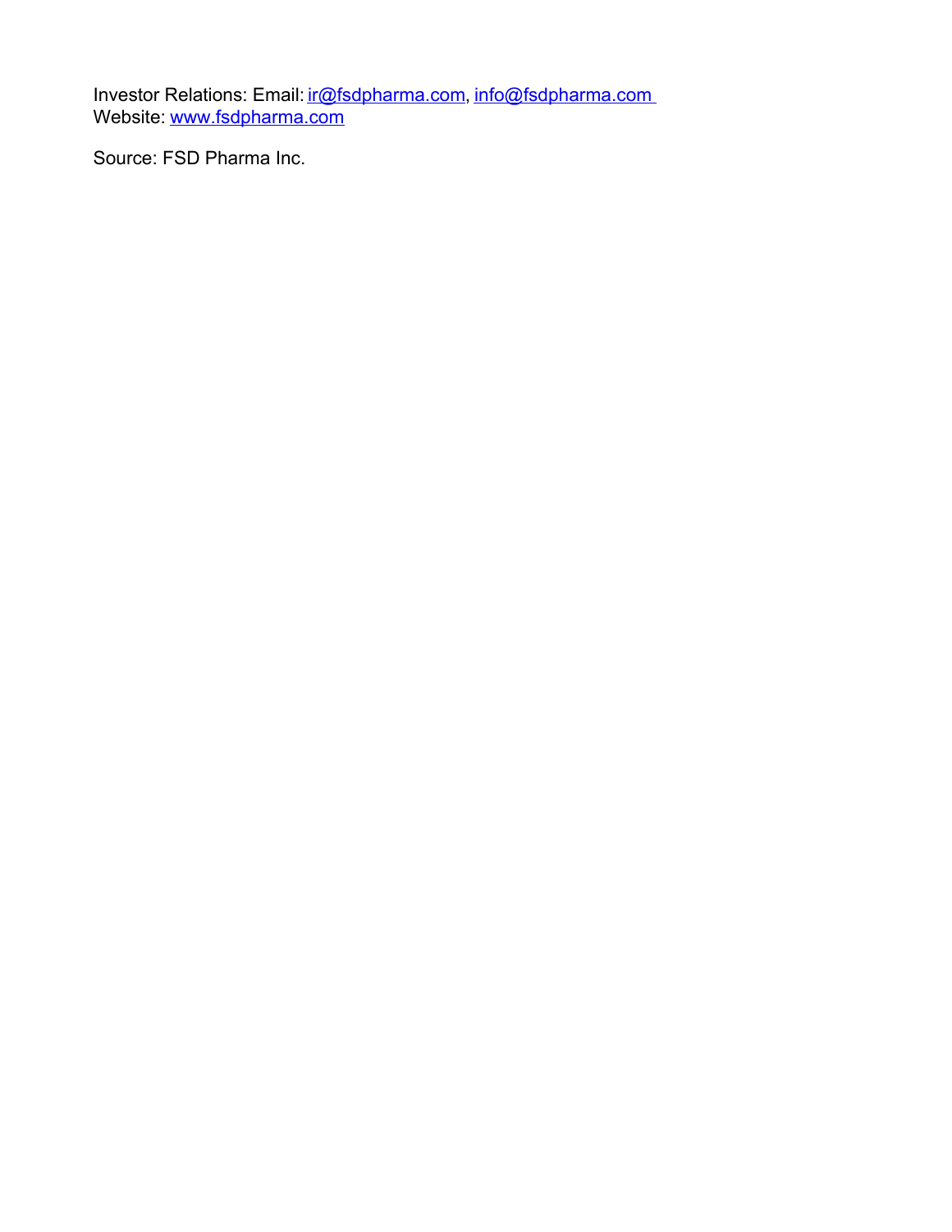Investor Relations: Email: ir@fsdpharma.com, info@fsdpharma.com
Website: www.fsdpharma.com

Source: FSD Pharma Inc.